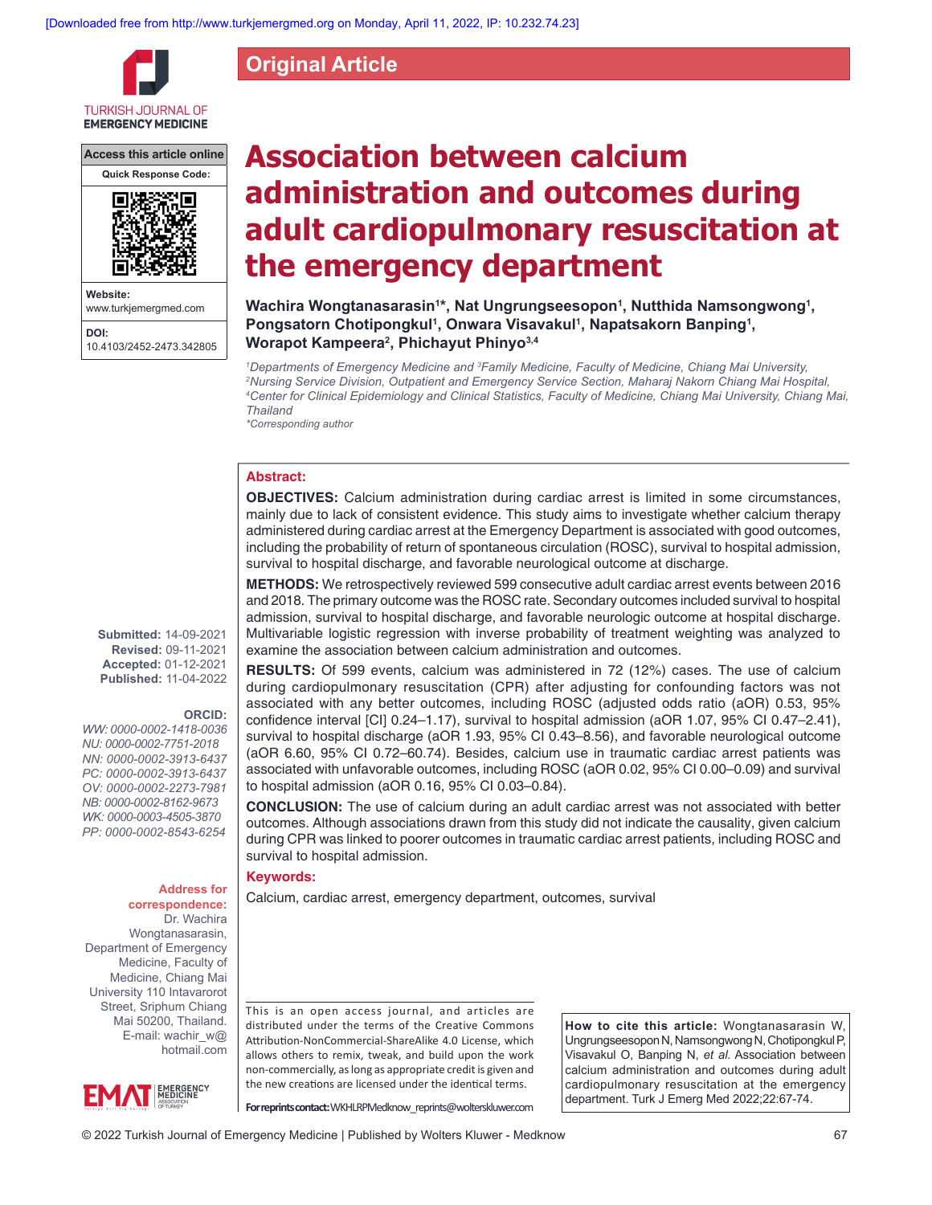Original Article

# Association between calcium administration and outcomes during adult cardiopulmonary resuscitation at the emergency department

**Wachira Wongtanasarasin[1]*, Nat Ungrungseesopon[1], Nutthida Namsongwong[1], Pongsatorn Chotipongkul[1], Onwara Visavakul[1], Napatsakorn Banping[1], Worapot Kampeera[2], Phichayut Phinyo[3,4]**

*[1]Departments of Emergency Medicine and [3]Family Medicine, Faculty of Medicine, Chiang Mai University, [2]Nursing Service Division, Outpatient and Emergency Service Section, Maharaj Nakorn Chiang Mai Hospital, [4]Center for Clinical Epidemiology and Clinical Statistics, Faculty of Medicine, Chiang Mai University, Chiang Mai, Thailand*

**Corresponding author*

Access this article online

Website: www.turkjemergmed.com

DOI: 10.4103/2452-2473.342805

**Submitted:** 14-09-2021
**Revised:** 09-11-2021
**Accepted:** 01-12-2021
**Published:** 11-04-2022

**ORCID:**
*WW: 0000-0002-1418-0036*
*NU: 0000-0002-7751-2018*
*NN: 0000-0002-3913-6437*
*PC: 0000-0002-3913-6437*
*OV: 0000-0002-2273-7981*
*NB: 0000-0002-8162-9673*
*WK: 0000-0003-4505-3870*
*PP: 0000-0002-8543-6254*

**Address for correspondence:** Dr. Wachira Wongtanasarasin, Department of Emergency Medicine, Faculty of Medicine, Chiang Mai University 110 Intavarorot Street, Sriphum Chiang Mai 50200, Thailand. E-mail: wachir_w@hotmail.com

## Abstract:

**OBJECTIVES:** Calcium administration during cardiac arrest is limited in some circumstances, mainly due to lack of consistent evidence. This study aims to investigate whether calcium therapy administered during cardiac arrest at the Emergency Department is associated with good outcomes, including the probability of return of spontaneous circulation (ROSC), survival to hospital admission, survival to hospital discharge, and favorable neurological outcome at discharge.

**METHODS:** We retrospectively reviewed 599 consecutive adult cardiac arrest events between 2016 and 2018. The primary outcome was the ROSC rate. Secondary outcomes included survival to hospital admission, survival to hospital discharge, and favorable neurologic outcome at hospital discharge. Multivariable logistic regression with inverse probability of treatment weighting was analyzed to examine the association between calcium administration and outcomes.

**RESULTS:** Of 599 events, calcium was administered in 72 (12%) cases. The use of calcium during cardiopulmonary resuscitation (CPR) after adjusting for confounding factors was not associated with any better outcomes, including ROSC (adjusted odds ratio (aOR) 0.53, 95% confidence interval [CI] 0.24–1.17), survival to hospital admission (aOR 1.07, 95% CI 0.47–2.41), survival to hospital discharge (aOR 1.93, 95% CI 0.43–8.56), and favorable neurological outcome (aOR 6.60, 95% CI 0.72–60.74). Besides, calcium use in traumatic cardiac arrest patients was associated with unfavorable outcomes, including ROSC (aOR 0.02, 95% CI 0.00–0.09) and survival to hospital admission (aOR 0.16, 95% CI 0.03–0.84).

**CONCLUSION:** The use of calcium during an adult cardiac arrest was not associated with better outcomes. Although associations drawn from this study did not indicate the causality, given calcium during CPR was linked to poorer outcomes in traumatic cardiac arrest patients, including ROSC and survival to hospital admission.

## Keywords:

Calcium, cardiac arrest, emergency department, outcomes, survival

This is an open access journal, and articles are distributed under the terms of the Creative Commons Attribution-NonCommercial-ShareAlike 4.0 License, which allows others to remix, tweak, and build upon the work non-commercially, as long as appropriate credit is given and the new creations are licensed under the identical terms.

**For reprints contact:** WKHLRPMedknow_reprints@wolterskluwer.com

**How to cite this article:** Wongtanasarasin W, Ungrungseesopon N, Namsongwong N, Chotipongkul P, Visavakul O, Banping N, *et al.* Association between calcium administration and outcomes during adult cardiopulmonary resuscitation at the emergency department. Turk J Emerg Med 2022;22:67-74.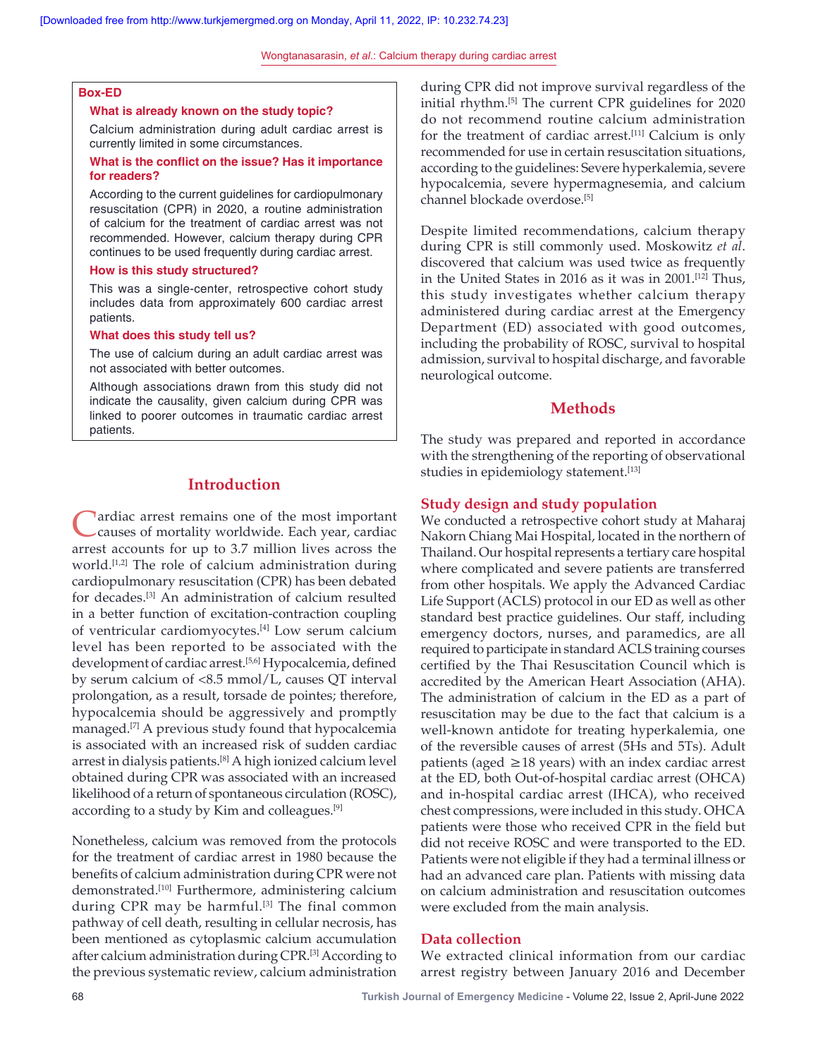**Box-ED**

**What is already known on the study topic?**

Calcium administration during adult cardiac arrest is currently limited in some circumstances.

**What is the conflict on the issue? Has it importance for readers?**

According to the current guidelines for cardiopulmonary resuscitation (CPR) in 2020, a routine administration of calcium for the treatment of cardiac arrest was not recommended. However, calcium therapy during CPR continues to be used frequently during cardiac arrest.

**How is this study structured?**

This was a single-center, retrospective cohort study includes data from approximately 600 cardiac arrest patients.

**What does this study tell us?**

The use of calcium during an adult cardiac arrest was not associated with better outcomes.

Although associations drawn from this study did not indicate the causality, given calcium during CPR was linked to poorer outcomes in traumatic cardiac arrest patients.

## Introduction

Cardiac arrest remains one of the most important causes of mortality worldwide. Each year, cardiac arrest accounts for up to 3.7 million lives across the world.[1,2] The role of calcium administration during cardiopulmonary resuscitation (CPR) has been debated for decades.[3] An administration of calcium resulted in a better function of excitation-contraction coupling of ventricular cardiomyocytes.[4] Low serum calcium level has been reported to be associated with the development of cardiac arrest.[5,6] Hypocalcemia, defined by serum calcium of <8.5 mmol/L, causes QT interval prolongation, as a result, torsade de pointes; therefore, hypocalcemia should be aggressively and promptly managed.[7] A previous study found that hypocalcemia is associated with an increased risk of sudden cardiac arrest in dialysis patients.[8] A high ionized calcium level obtained during CPR was associated with an increased likelihood of a return of spontaneous circulation (ROSC), according to a study by Kim and colleagues.[9]

Nonetheless, calcium was removed from the protocols for the treatment of cardiac arrest in 1980 because the benefits of calcium administration during CPR were not demonstrated.[10] Furthermore, administering calcium during CPR may be harmful.[3] The final common pathway of cell death, resulting in cellular necrosis, has been mentioned as cytoplasmic calcium accumulation after calcium administration during CPR.[3] According to the previous systematic review, calcium administration during CPR did not improve survival regardless of the initial rhythm.[5] The current CPR guidelines for 2020 do not recommend routine calcium administration for the treatment of cardiac arrest.[11] Calcium is only recommended for use in certain resuscitation situations, according to the guidelines: Severe hyperkalemia, severe hypocalcemia, severe hypermagnesemia, and calcium channel blockade overdose.[5]

Despite limited recommendations, calcium therapy during CPR is still commonly used. Moskowitz *et al*. discovered that calcium was used twice as frequently in the United States in 2016 as it was in 2001.[12] Thus, this study investigates whether calcium therapy administered during cardiac arrest at the Emergency Department (ED) associated with good outcomes, including the probability of ROSC, survival to hospital admission, survival to hospital discharge, and favorable neurological outcome.

## Methods

The study was prepared and reported in accordance with the strengthening of the reporting of observational studies in epidemiology statement.[13]

### Study design and study population

We conducted a retrospective cohort study at Maharaj Nakorn Chiang Mai Hospital, located in the northern of Thailand. Our hospital represents a tertiary care hospital where complicated and severe patients are transferred from other hospitals. We apply the Advanced Cardiac Life Support (ACLS) protocol in our ED as well as other standard best practice guidelines. Our staff, including emergency doctors, nurses, and paramedics, are all required to participate in standard ACLS training courses certified by the Thai Resuscitation Council which is accredited by the American Heart Association (AHA). The administration of calcium in the ED as a part of resuscitation may be due to the fact that calcium is a well-known antidote for treating hyperkalemia, one of the reversible causes of arrest (5Hs and 5Ts). Adult patients (aged ≥18 years) with an index cardiac arrest at the ED, both Out-of-hospital cardiac arrest (OHCA) and in-hospital cardiac arrest (IHCA), who received chest compressions, were included in this study. OHCA patients were those who received CPR in the field but did not receive ROSC and were transported to the ED. Patients were not eligible if they had a terminal illness or had an advanced care plan. Patients with missing data on calcium administration and resuscitation outcomes were excluded from the main analysis.

### Data collection

We extracted clinical information from our cardiac arrest registry between January 2016 and December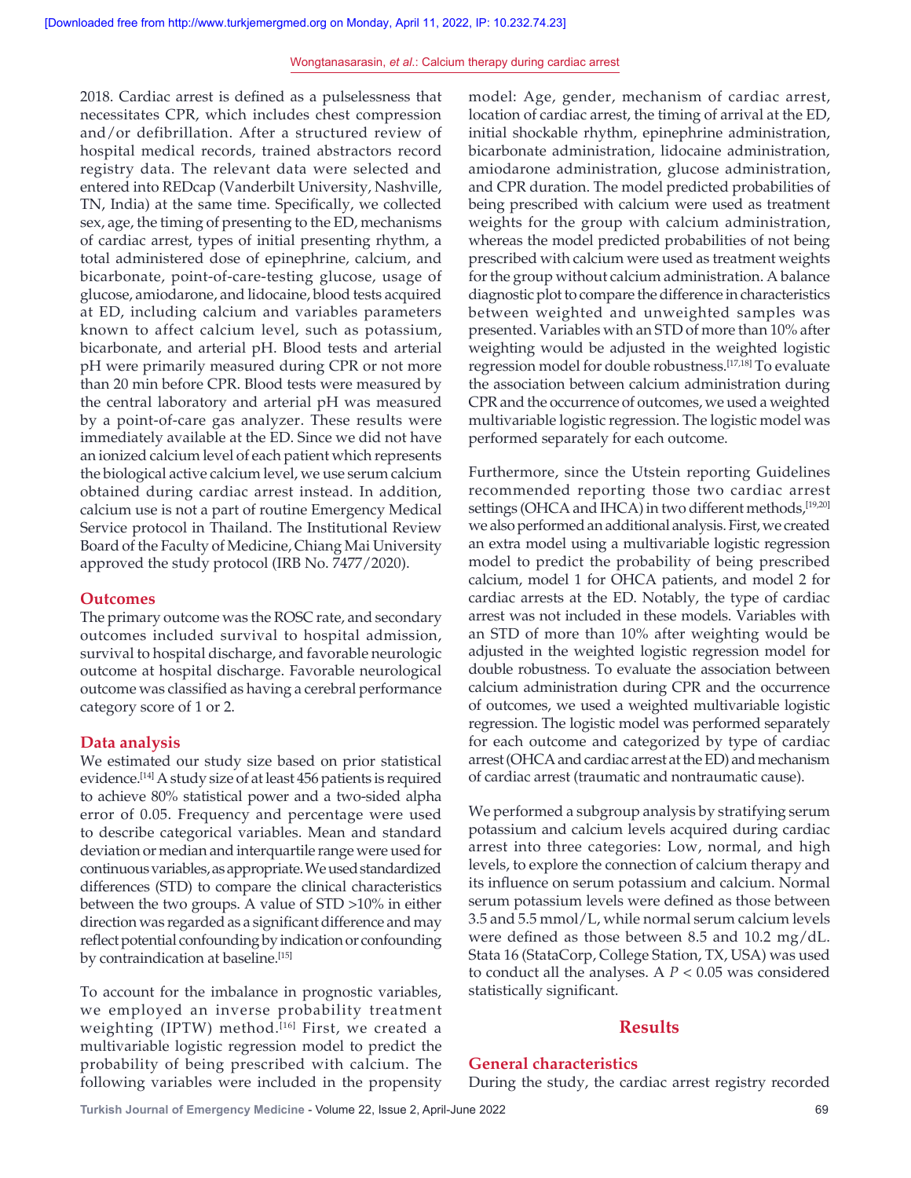2018. Cardiac arrest is defined as a pulselessness that necessitates CPR, which includes chest compression and/or defibrillation. After a structured review of hospital medical records, trained abstractors record registry data. The relevant data were selected and entered into REDcap (Vanderbilt University, Nashville, TN, India) at the same time. Specifically, we collected sex, age, the timing of presenting to the ED, mechanisms of cardiac arrest, types of initial presenting rhythm, a total administered dose of epinephrine, calcium, and bicarbonate, point-of-care-testing glucose, usage of glucose, amiodarone, and lidocaine, blood tests acquired at ED, including calcium and variables parameters known to affect calcium level, such as potassium, bicarbonate, and arterial pH. Blood tests and arterial pH were primarily measured during CPR or not more than 20 min before CPR. Blood tests were measured by the central laboratory and arterial pH was measured by a point-of-care gas analyzer. These results were immediately available at the ED. Since we did not have an ionized calcium level of each patient which represents the biological active calcium level, we use serum calcium obtained during cardiac arrest instead. In addition, calcium use is not a part of routine Emergency Medical Service protocol in Thailand. The Institutional Review Board of the Faculty of Medicine, Chiang Mai University approved the study protocol (IRB No. 7477/2020).

## Outcomes

The primary outcome was the ROSC rate, and secondary outcomes included survival to hospital admission, survival to hospital discharge, and favorable neurologic outcome at hospital discharge. Favorable neurological outcome was classified as having a cerebral performance category score of 1 or 2.

## Data analysis

We estimated our study size based on prior statistical evidence.[14] A study size of at least 456 patients is required to achieve 80% statistical power and a two-sided alpha error of 0.05. Frequency and percentage were used to describe categorical variables. Mean and standard deviation or median and interquartile range were used for continuous variables, as appropriate. We used standardized differences (STD) to compare the clinical characteristics between the two groups. A value of STD >10% in either direction was regarded as a significant difference and may reflect potential confounding by indication or confounding by contraindication at baseline.[15]

To account for the imbalance in prognostic variables, we employed an inverse probability treatment weighting (IPTW) method.[16] First, we created a multivariable logistic regression model to predict the probability of being prescribed with calcium. The following variables were included in the propensity model: Age, gender, mechanism of cardiac arrest, location of cardiac arrest, the timing of arrival at the ED, initial shockable rhythm, epinephrine administration, bicarbonate administration, lidocaine administration, amiodarone administration, glucose administration, and CPR duration. The model predicted probabilities of being prescribed with calcium were used as treatment weights for the group with calcium administration, whereas the model predicted probabilities of not being prescribed with calcium were used as treatment weights for the group without calcium administration. A balance diagnostic plot to compare the difference in characteristics between weighted and unweighted samples was presented. Variables with an STD of more than 10% after weighting would be adjusted in the weighted logistic regression model for double robustness.[17,18] To evaluate the association between calcium administration during CPR and the occurrence of outcomes, we used a weighted multivariable logistic regression. The logistic model was performed separately for each outcome.

Furthermore, since the Utstein reporting Guidelines recommended reporting those two cardiac arrest settings (OHCA and IHCA) in two different methods,[19,20] we also performed an additional analysis. First, we created an extra model using a multivariable logistic regression model to predict the probability of being prescribed calcium, model 1 for OHCA patients, and model 2 for cardiac arrests at the ED. Notably, the type of cardiac arrest was not included in these models. Variables with an STD of more than 10% after weighting would be adjusted in the weighted logistic regression model for double robustness. To evaluate the association between calcium administration during CPR and the occurrence of outcomes, we used a weighted multivariable logistic regression. The logistic model was performed separately for each outcome and categorized by type of cardiac arrest (OHCA and cardiac arrest at the ED) and mechanism of cardiac arrest (traumatic and nontraumatic cause).

We performed a subgroup analysis by stratifying serum potassium and calcium levels acquired during cardiac arrest into three categories: Low, normal, and high levels, to explore the connection of calcium therapy and its influence on serum potassium and calcium. Normal serum potassium levels were defined as those between 3.5 and 5.5 mmol/L, while normal serum calcium levels were defined as those between 8.5 and 10.2 mg/dL. Stata 16 (StataCorp, College Station, TX, USA) was used to conduct all the analyses. A $P < 0.05$ was considered statistically significant.

# Results

## General characteristics

During the study, the cardiac arrest registry recorded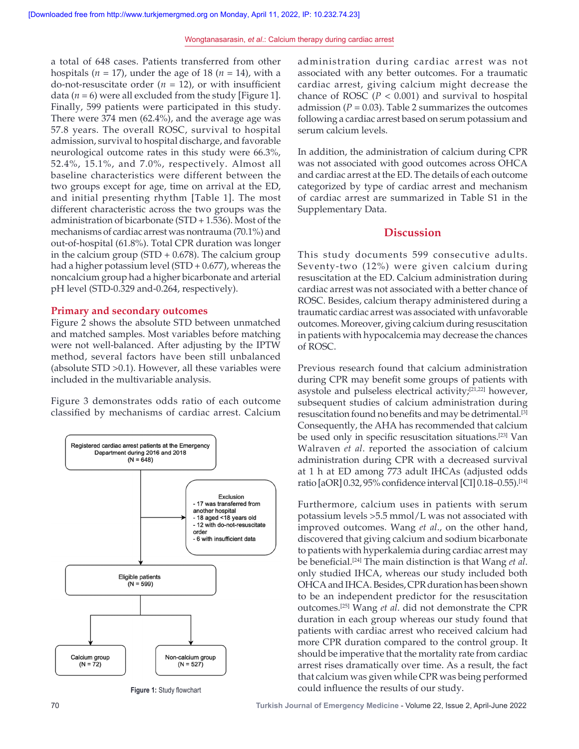a total of 648 cases. Patients transferred from other hospitals ($n$ = 17), under the age of 18 ($n$ = 14), with a do-not-resuscitate order ($n$ = 12), or with insufficient data ($n$ = 6) were all excluded from the study [Figure 1]. Finally, 599 patients were participated in this study. There were 374 men (62.4%), and the average age was 57.8 years. The overall ROSC, survival to hospital admission, survival to hospital discharge, and favorable neurological outcome rates in this study were 66.3%, 52.4%, 15.1%, and 7.0%, respectively. Almost all baseline characteristics were different between the two groups except for age, time on arrival at the ED, and initial presenting rhythm [Table 1]. The most different characteristic across the two groups was the administration of bicarbonate (STD + 1.536). Most of the mechanisms of cardiac arrest was nontrauma (70.1%) and out-of-hospital (61.8%). Total CPR duration was longer in the calcium group (STD + 0.678). The calcium group had a higher potassium level (STD + 0.677), whereas the noncalcium group had a higher bicarbonate and arterial pH level (STD-0.329 and-0.264, respectively).

## Primary and secondary outcomes

Figure 2 shows the absolute STD between unmatched and matched samples. Most variables before matching were not well-balanced. After adjusting by the IPTW method, several factors have been still unbalanced (absolute STD >0.1). However, all these variables were included in the multivariable analysis.

Figure 3 demonstrates odds ratio of each outcome classified by mechanisms of cardiac arrest. Calcium administration during cardiac arrest was not associated with any better outcomes. For a traumatic cardiac arrest, giving calcium might decrease the chance of ROSC ($P$ < 0.001) and survival to hospital admission ($P$ = 0.03). Table 2 summarizes the outcomes following a cardiac arrest based on serum potassium and serum calcium levels.

In addition, the administration of calcium during CPR was not associated with good outcomes across OHCA and cardiac arrest at the ED. The details of each outcome categorized by type of cardiac arrest and mechanism of cardiac arrest are summarized in Table S1 in the Supplementary Data.

Registered cardiac arrest patients at the Emergency Department during 2016 and 2018 (N = 648)

Exclusion
- 17 was transferred from another hospital
- 18 aged <18 years old
- 12 with do-not-resuscitate order
- 6 with insufficient data

Eligible patients (N = 599)

Calcium group (N = 72)

Non-calcium group (N = 527)

**Figure 1:** Study flowchart

## Discussion

This study documents 599 consecutive adults. Seventy-two (12%) were given calcium during resuscitation at the ED. Calcium administration during cardiac arrest was not associated with a better chance of ROSC. Besides, calcium therapy administered during a traumatic cardiac arrest was associated with unfavorable outcomes. Moreover, giving calcium during resuscitation in patients with hypocalcemia may decrease the chances of ROSC.

Previous research found that calcium administration during CPR may benefit some groups of patients with asystole and pulseless electrical activity;[21,22] however, subsequent studies of calcium administration during resuscitation found no benefits and may be detrimental.[3] Consequently, the AHA has recommended that calcium be used only in specific resuscitation situations.[23] Van Walraven *et al*. reported the association of calcium administration during CPR with a decreased survival at 1 h at ED among 773 adult IHCAs (adjusted odds ratio [aOR] 0.32, 95% confidence interval [CI] 0.18–0.55).[14]

Furthermore, calcium uses in patients with serum potassium levels >5.5 mmol/L was not associated with improved outcomes. Wang *et al*., on the other hand, discovered that giving calcium and sodium bicarbonate to patients with hyperkalemia during cardiac arrest may be beneficial.[24] The main distinction is that Wang *et al*. only studied IHCA, whereas our study included both OHCA and IHCA. Besides, CPR duration has been shown to be an independent predictor for the resuscitation outcomes.[25] Wang *et al*. did not demonstrate the CPR duration in each group whereas our study found that patients with cardiac arrest who received calcium had more CPR duration compared to the control group. It should be imperative that the mortality rate from cardiac arrest rises dramatically over time. As a result, the fact that calcium was given while CPR was being performed could influence the results of our study.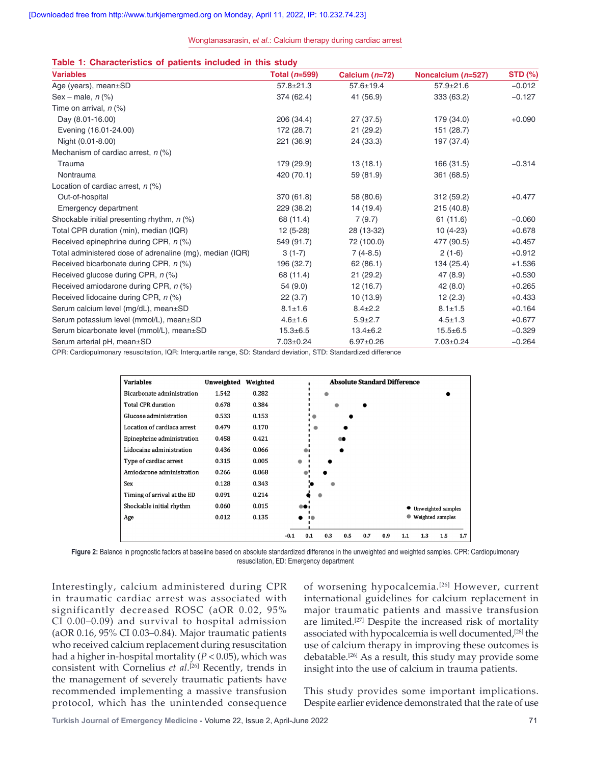**Table 1: Characteristics of patients included in this study**

| Variables | Total (*n*=599) | Calcium (*n*=72) | Noncalcium (*n*=527) | STD (%) |
|---|---|---|---|---|
| Age (years), mean±SD | 57.8±21.3 | 57.6±19.4 | 57.9±21.6 | −0.012 |
| Sex – male, *n* (%) | 374 (62.4) | 41 (56.9) | 333 (63.2) | −0.127 |
| Time on arrival, *n* (%) | | | | |
| Day (8.01-16.00) | 206 (34.4) | 27 (37.5) | 179 (34.0) | +0.090 |
| Evening (16.01-24.00) | 172 (28.7) | 21 (29.2) | 151 (28.7) | |
| Night (0.01-8.00) | 221 (36.9) | 24 (33.3) | 197 (37.4) | |
| Mechanism of cardiac arrest, *n* (%) | | | | |
| Trauma | 179 (29.9) | 13 (18.1) | 166 (31.5) | −0.314 |
| Nontrauma | 420 (70.1) | 59 (81.9) | 361 (68.5) | |
| Location of cardiac arrest, *n* (%) | | | | |
| Out-of-hospital | 370 (61.8) | 58 (80.6) | 312 (59.2) | +0.477 |
| Emergency department | 229 (38.2) | 14 (19.4) | 215 (40.8) | |
| Shockable initial presenting rhythm, *n* (%) | 68 (11.4) | 7 (9.7) | 61 (11.6) | −0.060 |
| Total CPR duration (min), median (IQR) | 12 (5-28) | 28 (13-32) | 10 (4-23) | +0.678 |
| Received epinephrine during CPR, *n* (%) | 549 (91.7) | 72 (100.0) | 477 (90.5) | +0.457 |
| Total administered dose of adrenaline (mg), median (IQR) | 3 (1-7) | 7 (4-8.5) | 2 (1-6) | +0.912 |
| Received bicarbonate during CPR, *n* (%) | 196 (32.7) | 62 (86.1) | 134 (25.4) | +1.536 |
| Received glucose during CPR, *n* (%) | 68 (11.4) | 21 (29.2) | 47 (8.9) | +0.530 |
| Received amiodarone during CPR, *n* (%) | 54 (9.0) | 12 (16.7) | 42 (8.0) | +0.265 |
| Received lidocaine during CPR, *n* (%) | 22 (3.7) | 10 (13.9) | 12 (2.3) | +0.433 |
| Serum calcium level (mg/dL), mean±SD | 8.1±1.6 | 8.4±2.2 | 8.1±1.5 | +0.164 |
| Serum potassium level (mmol/L), mean±SD | 4.6±1.6 | 5.9±2.7 | 4.5±1.3 | +0.677 |
| Serum bicarbonate level (mmol/L), mean±SD | 15.3±6.5 | 13.4±6.2 | 15.5±6.5 | −0.329 |
| Serum arterial pH, mean±SD | 7.03±0.24 | 6.97±0.26 | 7.03±0.24 | −0.264 |

CPR: Cardiopulmonary resuscitation, IQR: Interquartile range, SD: Standard deviation, STD: Standardized difference

| Variables | Unweighted | Weighted |
|---|---|---|
| Bicarbonate administration | 1.542 | 0.282 |
| Total CPR duration | 0.678 | 0.384 |
| Glucose administration | 0.533 | 0.153 |
| Location of cardiaca arrest | 0.479 | 0.170 |
| Epinephrine administration | 0.458 | 0.421 |
| Lidocaine administration | 0.436 | 0.066 |
| Type of cardiac arrest | 0.315 | 0.005 |
| Amiodarone administration | 0.266 | 0.068 |
| Sex | 0.128 | 0.343 |
| Timing of arrival at the ED | 0.091 | 0.214 |
| Shockable initial rhythm | 0.060 | 0.015 |
| Age | 0.012 | 0.135 |

**Figure 2:** Balance in prognostic factors at baseline based on absolute standardized difference in the unweighted and weighted samples. CPR: Cardiopulmonary resuscitation, ED: Emergency department

Interestingly, calcium administered during CPR in traumatic cardiac arrest was associated with significantly decreased ROSC (aOR 0.02, 95% CI 0.00–0.09) and survival to hospital admission (aOR 0.16, 95% CI 0.03–0.84). Major traumatic patients who received calcium replacement during resuscitation had a higher in-hospital mortality ($P < 0.05$), which was consistent with Cornelius *et al*.[26] Recently, trends in the management of severely traumatic patients have recommended implementing a massive transfusion protocol, which has the unintended consequence of worsening hypocalcemia.[26] However, current international guidelines for calcium replacement in major traumatic patients and massive transfusion are limited.[27] Despite the increased risk of mortality associated with hypocalcemia is well documented,[28] the use of calcium therapy in improving these outcomes is debatable.[26] As a result, this study may provide some insight into the use of calcium in trauma patients.

This study provides some important implications. Despite earlier evidence demonstrated that the rate of use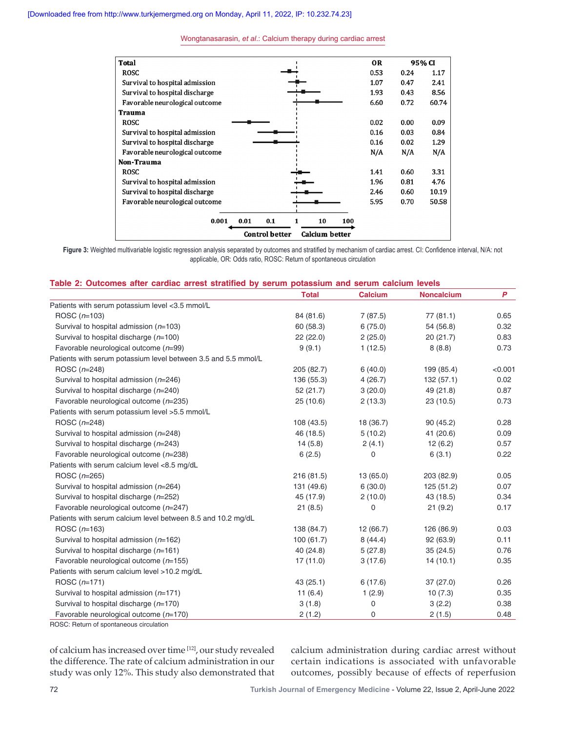| | OR | 95% CI | |
|---|---|---|---|
| **Total** | | | |
| ROSC | 0.53 | 0.24 | 1.17 |
| Survival to hospital admission | 1.07 | 0.47 | 2.41 |
| Survival to hospital discharge | 1.93 | 0.43 | 8.56 |
| Favorable neurological outcome | 6.60 | 0.72 | 60.74 |
| **Trauma** | | | |
| ROSC | 0.02 | 0.00 | 0.09 |
| Survival to hospital admission | 0.16 | 0.03 | 0.84 |
| Survival to hospital discharge | 0.16 | 0.02 | 1.29 |
| Favorable neurological outcome | N/A | N/A | N/A |
| **Non-Trauma** | | | |
| ROSC | 1.41 | 0.60 | 3.31 |
| Survival to hospital admission | 1.96 | 0.81 | 4.76 |
| Survival to hospital discharge | 2.46 | 0.60 | 10.19 |
| Favorable neurological outcome | 5.95 | 0.70 | 50.58 |

Control better ← → Calcium better

**Figure 3:** Weighted multivariable logistic regression analysis separated by outcomes and stratified by mechanism of cardiac arrest. CI: Confidence interval, N/A: not applicable, OR: Odds ratio, ROSC: Return of spontaneous circulation

**Table 2: Outcomes after cardiac arrest stratified by serum potassium and serum calcium levels**

| | Total | Calcium | Noncalcium | *P* |
|---|---|---|---|---|
| Patients with serum potassium level <3.5 mmol/L | | | | |
| ROSC (*n*=103) | 84 (81.6) | 7 (87.5) | 77 (81.1) | 0.65 |
| Survival to hospital admission (*n*=103) | 60 (58.3) | 6 (75.0) | 54 (56.8) | 0.32 |
| Survival to hospital discharge (*n*=100) | 22 (22.0) | 2 (25.0) | 20 (21.7) | 0.83 |
| Favorable neurological outcome (*n*=99) | 9 (9.1) | 1 (12.5) | 8 (8.8) | 0.73 |
| Patients with serum potassium level between 3.5 and 5.5 mmol/L | | | | |
| ROSC (*n*=248) | 205 (82.7) | 6 (40.0) | 199 (85.4) | <0.001 |
| Survival to hospital admission (*n*=246) | 136 (55.3) | 4 (26.7) | 132 (57.1) | 0.02 |
| Survival to hospital discharge (*n*=240) | 52 (21.7) | 3 (20.0) | 49 (21.8) | 0.87 |
| Favorable neurological outcome (*n*=235) | 25 (10.6) | 2 (13.3) | 23 (10.5) | 0.73 |
| Patients with serum potassium level >5.5 mmol/L | | | | |
| ROSC (*n*=248) | 108 (43.5) | 18 (36.7) | 90 (45.2) | 0.28 |
| Survival to hospital admission (*n*=248) | 46 (18.5) | 5 (10.2) | 41 (20.6) | 0.09 |
| Survival to hospital discharge (*n*=243) | 14 (5.8) | 2 (4.1) | 12 (6.2) | 0.57 |
| Favorable neurological outcome (*n*=238) | 6 (2.5) | 0 | 6 (3.1) | 0.22 |
| Patients with serum calcium level <8.5 mg/dL | | | | |
| ROSC (*n*=265) | 216 (81.5) | 13 (65.0) | 203 (82.9) | 0.05 |
| Survival to hospital admission (*n*=264) | 131 (49.6) | 6 (30.0) | 125 (51.2) | 0.07 |
| Survival to hospital discharge (*n*=252) | 45 (17.9) | 2 (10.0) | 43 (18.5) | 0.34 |
| Favorable neurological outcome (*n*=247) | 21 (8.5) | 0 | 21 (9.2) | 0.17 |
| Patients with serum calcium level between 8.5 and 10.2 mg/dL | | | | |
| ROSC (*n*=163) | 138 (84.7) | 12 (66.7) | 126 (86.9) | 0.03 |
| Survival to hospital admission (*n*=162) | 100 (61.7) | 8 (44.4) | 92 (63.9) | 0.11 |
| Survival to hospital discharge (*n*=161) | 40 (24.8) | 5 (27.8) | 35 (24.5) | 0.76 |
| Favorable neurological outcome (*n*=155) | 17 (11.0) | 3 (17.6) | 14 (10.1) | 0.35 |
| Patients with serum calcium level >10.2 mg/dL | | | | |
| ROSC (*n*=171) | 43 (25.1) | 6 (17.6) | 37 (27.0) | 0.26 |
| Survival to hospital admission (*n*=171) | 11 (6.4) | 1 (2.9) | 10 (7.3) | 0.35 |
| Survival to hospital discharge (*n*=170) | 3 (1.8) | 0 | 3 (2.2) | 0.38 |
| Favorable neurological outcome (*n*=170) | 2 (1.2) | 0 | 2 (1.5) | 0.48 |

ROSC: Return of spontaneous circulation

of calcium has increased over time [12], our study revealed the difference. The rate of calcium administration in our study was only 12%. This study also demonstrated that calcium administration during cardiac arrest without certain indications is associated with unfavorable outcomes, possibly because of effects of reperfusion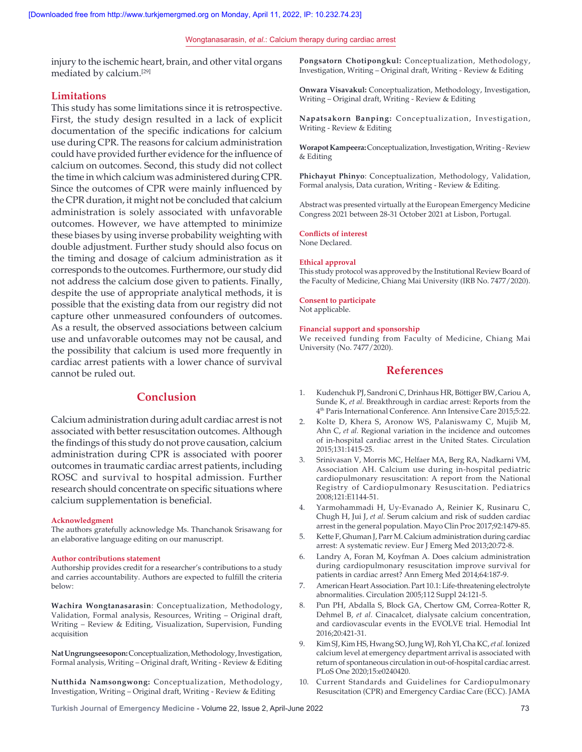injury to the ischemic heart, brain, and other vital organs mediated by calcium.[29]

## Limitations

This study has some limitations since it is retrospective. First, the study design resulted in a lack of explicit documentation of the specific indications for calcium use during CPR. The reasons for calcium administration could have provided further evidence for the influence of calcium on outcomes. Second, this study did not collect the time in which calcium was administered during CPR. Since the outcomes of CPR were mainly influenced by the CPR duration, it might not be concluded that calcium administration is solely associated with unfavorable outcomes. However, we have attempted to minimize these biases by using inverse probability weighting with double adjustment. Further study should also focus on the timing and dosage of calcium administration as it corresponds to the outcomes. Furthermore, our study did not address the calcium dose given to patients. Finally, despite the use of appropriate analytical methods, it is possible that the existing data from our registry did not capture other unmeasured confounders of outcomes. As a result, the observed associations between calcium use and unfavorable outcomes may not be causal, and the possibility that calcium is used more frequently in cardiac arrest patients with a lower chance of survival cannot be ruled out.

## Conclusion

Calcium administration during adult cardiac arrest is not associated with better resuscitation outcomes. Although the findings of this study do not prove causation, calcium administration during CPR is associated with poorer outcomes in traumatic cardiac arrest patients, including ROSC and survival to hospital admission. Further research should concentrate on specific situations where calcium supplementation is beneficial.

#### Acknowledgment

The authors gratefully acknowledge Ms. Thanchanok Srisawang for an elaborative language editing on our manuscript.

#### Author contributions statement

Authorship provides credit for a researcher's contributions to a study and carries accountability. Authors are expected to fulfill the criteria below:

**Wachira Wongtanasarasin**: Conceptualization, Methodology, Validation, Formal analysis, Resources, Writing – Original draft, Writing – Review & Editing, Visualization, Supervision, Funding acquisition

**Nat Ungrungseesopon:** Conceptualization, Methodology, Investigation, Formal analysis, Writing – Original draft, Writing - Review & Editing

**Nutthida Namsongwong:** Conceptualization, Methodology, Investigation, Writing – Original draft, Writing - Review & Editing

**Pongsatorn Chotipongkul:** Conceptualization, Methodology, Investigation, Writing – Original draft, Writing - Review & Editing

**Onwara Visavakul:** Conceptualization, Methodology, Investigation, Writing – Original draft, Writing - Review & Editing

**Napatsakorn Banping:** Conceptualization, Investigation, Writing - Review & Editing

**Worapot Kampeera:** Conceptualization, Investigation, Writing - Review & Editing

**Phichayut Phinyo**: Conceptualization, Methodology, Validation, Formal analysis, Data curation, Writing - Review & Editing.

Abstract was presented virtually at the European Emergency Medicine Congress 2021 between 28-31 October 2021 at Lisbon, Portugal.

#### Conflicts of interest

None Declared.

#### Ethical approval

This study protocol was approved by the Institutional Review Board of the Faculty of Medicine, Chiang Mai University (IRB No. 7477/2020).

#### Consent to participate

Not applicable.

#### Financial support and sponsorship

We received funding from Faculty of Medicine, Chiang Mai University (No. 7477/2020).

## References

1. Kudenchuk PJ, Sandroni C, Drinhaus HR, Böttiger BW, Cariou A, Sunde K, *et al.* Breakthrough in cardiac arrest: Reports from the 4th Paris International Conference. Ann Intensive Care 2015;5:22.
2. Kolte D, Khera S, Aronow WS, Palaniswamy C, Mujib M, Ahn C, *et al.* Regional variation in the incidence and outcomes of in-hospital cardiac arrest in the United States. Circulation 2015;131:1415-25.
3. Srinivasan V, Morris MC, Helfaer MA, Berg RA, Nadkarni VM, Association AH. Calcium use during in-hospital pediatric cardiopulmonary resuscitation: A report from the National Registry of Cardiopulmonary Resuscitation. Pediatrics 2008;121:E1144-51.
4. Yarmohammadi H, Uy-Evanado A, Reinier K, Rusinaru C, Chugh H, Jui J, *et al.* Serum calcium and risk of sudden cardiac arrest in the general population. Mayo Clin Proc 2017;92:1479-85.
5. Kette F, Ghuman J, Parr M. Calcium administration during cardiac arrest: A systematic review. Eur J Emerg Med 2013;20:72-8.
6. Landry A, Foran M, Koyfman A. Does calcium administration during cardiopulmonary resuscitation improve survival for patients in cardiac arrest? Ann Emerg Med 2014;64:187-9.
7. American Heart Association. Part 10.1: Life-threatening electrolyte abnormalities. Circulation 2005;112 Suppl 24:121-5.
8. Pun PH, Abdalla S, Block GA, Chertow GM, Correa-Rotter R, Dehmel B, *et al.* Cinacalcet, dialysate calcium concentration, and cardiovascular events in the EVOLVE trial. Hemodial Int 2016;20:421-31.
9. Kim SJ, Kim HS, Hwang SO, Jung WJ, Roh YI, Cha KC, *et al.* Ionized calcium level at emergency department arrival is associated with return of spontaneous circulation in out-of-hospital cardiac arrest. PLoS One 2020;15:e0240420.
10. Current Standards and Guidelines for Cardiopulmonary Resuscitation (CPR) and Emergency Cardiac Care (ECC). JAMA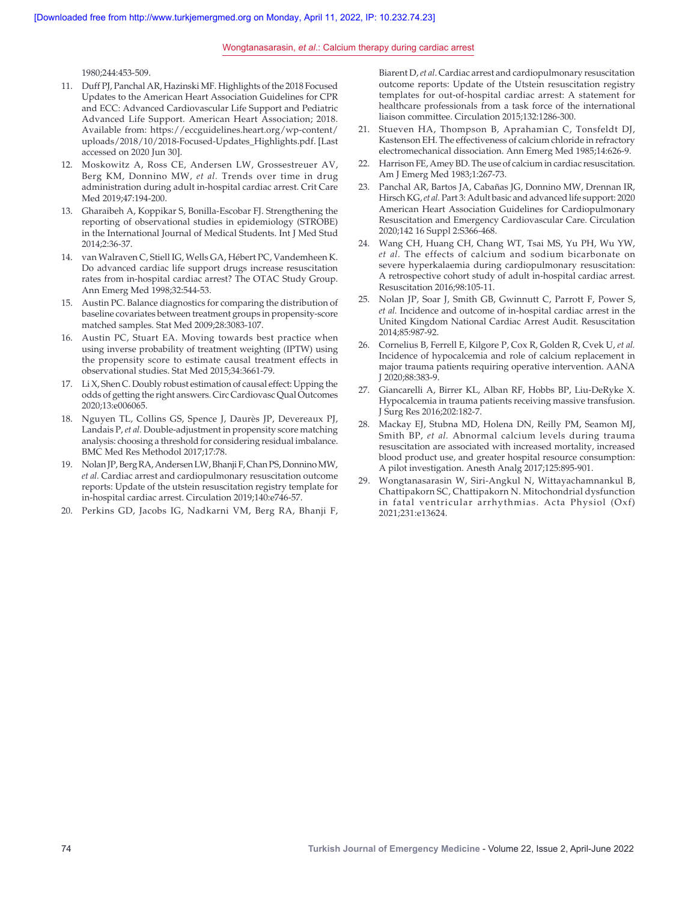1980;244:453-509.

11. Duff PJ, Panchal AR, Hazinski MF. Highlights of the 2018 Focused Updates to the American Heart Association Guidelines for CPR and ECC: Advanced Cardiovascular Life Support and Pediatric Advanced Life Support. American Heart Association; 2018. Available from: https://eccguidelines.heart.org/wp-content/uploads/2018/10/2018-Focused-Updates_Highlights.pdf. [Last accessed on 2020 Jun 30].
12. Moskowitz A, Ross CE, Andersen LW, Grossestreuer AV, Berg KM, Donnino MW, *et al.* Trends over time in drug administration during adult in-hospital cardiac arrest. Crit Care Med 2019;47:194-200.
13. Gharaibeh A, Koppikar S, Bonilla-Escobar FJ. Strengthening the reporting of observational studies in epidemiology (STROBE) in the International Journal of Medical Students. Int J Med Stud 2014;2:36-37.
14. van Walraven C, Stiell IG, Wells GA, Hébert PC, Vandemheen K. Do advanced cardiac life support drugs increase resuscitation rates from in-hospital cardiac arrest? The OTAC Study Group. Ann Emerg Med 1998;32:544-53.
15. Austin PC. Balance diagnostics for comparing the distribution of baseline covariates between treatment groups in propensity-score matched samples. Stat Med 2009;28:3083-107.
16. Austin PC, Stuart EA. Moving towards best practice when using inverse probability of treatment weighting (IPTW) using the propensity score to estimate causal treatment effects in observational studies. Stat Med 2015;34:3661-79.
17. Li X, Shen C. Doubly robust estimation of causal effect: Upping the odds of getting the right answers. Circ Cardiovasc Qual Outcomes 2020;13:e006065.
18. Nguyen TL, Collins GS, Spence J, Daurès JP, Devereaux PJ, Landais P, *et al.* Double-adjustment in propensity score matching analysis: choosing a threshold for considering residual imbalance. BMC Med Res Methodol 2017;17:78.
19. Nolan JP, Berg RA, Andersen LW, Bhanji F, Chan PS, Donnino MW, *et al.* Cardiac arrest and cardiopulmonary resuscitation outcome reports: Update of the utstein resuscitation registry template for in-hospital cardiac arrest. Circulation 2019;140:e746-57.
20. Perkins GD, Jacobs IG, Nadkarni VM, Berg RA, Bhanji F, Biarent D, *et al.* Cardiac arrest and cardiopulmonary resuscitation outcome reports: Update of the Utstein resuscitation registry templates for out-of-hospital cardiac arrest: A statement for healthcare professionals from a task force of the international liaison committee. Circulation 2015;132:1286-300.
21. Stueven HA, Thompson B, Aprahamian C, Tonsfeldt DJ, Kastenson EH. The effectiveness of calcium chloride in refractory electromechanical dissociation. Ann Emerg Med 1985;14:626-9.
22. Harrison FE, Amey BD. The use of calcium in cardiac resuscitation. Am J Emerg Med 1983;1:267-73.
23. Panchal AR, Bartos JA, Cabañas JG, Donnino MW, Drennan IR, Hirsch KG, *et al.* Part 3: Adult basic and advanced life support: 2020 American Heart Association Guidelines for Cardiopulmonary Resuscitation and Emergency Cardiovascular Care. Circulation 2020;142 16 Suppl 2:S366-468.
24. Wang CH, Huang CH, Chang WT, Tsai MS, Yu PH, Wu YW, *et al.* The effects of calcium and sodium bicarbonate on severe hyperkalaemia during cardiopulmonary resuscitation: A retrospective cohort study of adult in-hospital cardiac arrest. Resuscitation 2016;98:105-11.
25. Nolan JP, Soar J, Smith GB, Gwinnutt C, Parrott F, Power S, *et al.* Incidence and outcome of in-hospital cardiac arrest in the United Kingdom National Cardiac Arrest Audit. Resuscitation 2014;85:987-92.
26. Cornelius B, Ferrell E, Kilgore P, Cox R, Golden R, Cvek U, *et al.* Incidence of hypocalcemia and role of calcium replacement in major trauma patients requiring operative intervention. AANA J 2020;88:383-9.
27. Giancarelli A, Birrer KL, Alban RF, Hobbs BP, Liu-DeRyke X. Hypocalcemia in trauma patients receiving massive transfusion. J Surg Res 2016;202:182-7.
28. Mackay EJ, Stubna MD, Holena DN, Reilly PM, Seamon MJ, Smith BP, *et al.* Abnormal calcium levels during trauma resuscitation are associated with increased mortality, increased blood product use, and greater hospital resource consumption: A pilot investigation. Anesth Analg 2017;125:895-901.
29. Wongtanasarasin W, Siri-Angkul N, Wittayachamnankul B, Chattipakorn SC, Chattipakorn N. Mitochondrial dysfunction in fatal ventricular arrhythmias. Acta Physiol (Oxf) 2021;231:e13624.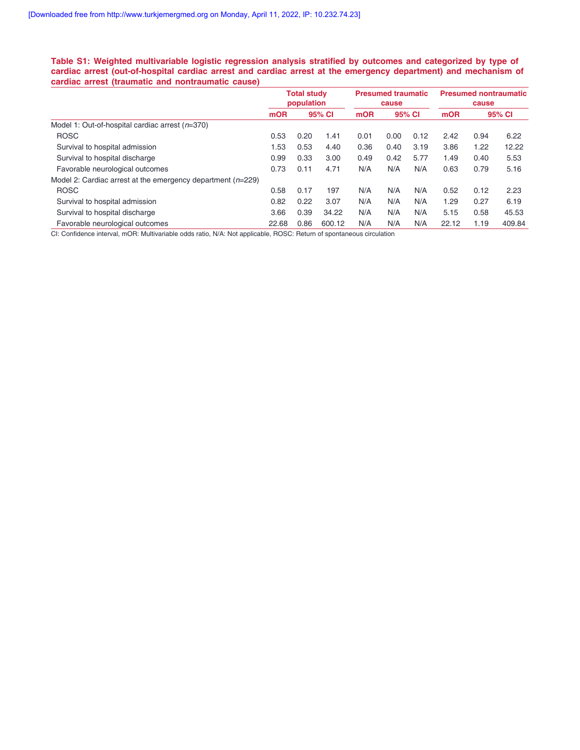**Table S1: Weighted multivariable logistic regression analysis stratified by outcomes and categorized by type of cardiac arrest (out-of-hospital cardiac arrest and cardiac arrest at the emergency department) and mechanism of cardiac arrest (traumatic and nontraumatic cause)**

| | Total study population | | | Presumed traumatic cause | | | Presumed nontraumatic cause | | |
|---|---|---|---|---|---|---|---|---|---|
| | mOR | 95% CI | | mOR | 95% CI | | mOR | 95% CI | |
| Model 1: Out-of-hospital cardiac arrest (*n*=370) | | | | | | | | | |
| ROSC | 0.53 | 0.20 | 1.41 | 0.01 | 0.00 | 0.12 | 2.42 | 0.94 | 6.22 |
| Survival to hospital admission | 1.53 | 0.53 | 4.40 | 0.36 | 0.40 | 3.19 | 3.86 | 1.22 | 12.22 |
| Survival to hospital discharge | 0.99 | 0.33 | 3.00 | 0.49 | 0.42 | 5.77 | 1.49 | 0.40 | 5.53 |
| Favorable neurological outcomes | 0.73 | 0.11 | 4.71 | N/A | N/A | N/A | 0.63 | 0.79 | 5.16 |
| Model 2: Cardiac arrest at the emergency department (*n*=229) | | | | | | | | | |
| ROSC | 0.58 | 0.17 | 197 | N/A | N/A | N/A | 0.52 | 0.12 | 2.23 |
| Survival to hospital admission | 0.82 | 0.22 | 3.07 | N/A | N/A | N/A | 1.29 | 0.27 | 6.19 |
| Survival to hospital discharge | 3.66 | 0.39 | 34.22 | N/A | N/A | N/A | 5.15 | 0.58 | 45.53 |
| Favorable neurological outcomes | 22.68 | 0.86 | 600.12 | N/A | N/A | N/A | 22.12 | 1.19 | 409.84 |

CI: Confidence interval, mOR: Multivariable odds ratio, N/A: Not applicable, ROSC: Return of spontaneous circulation